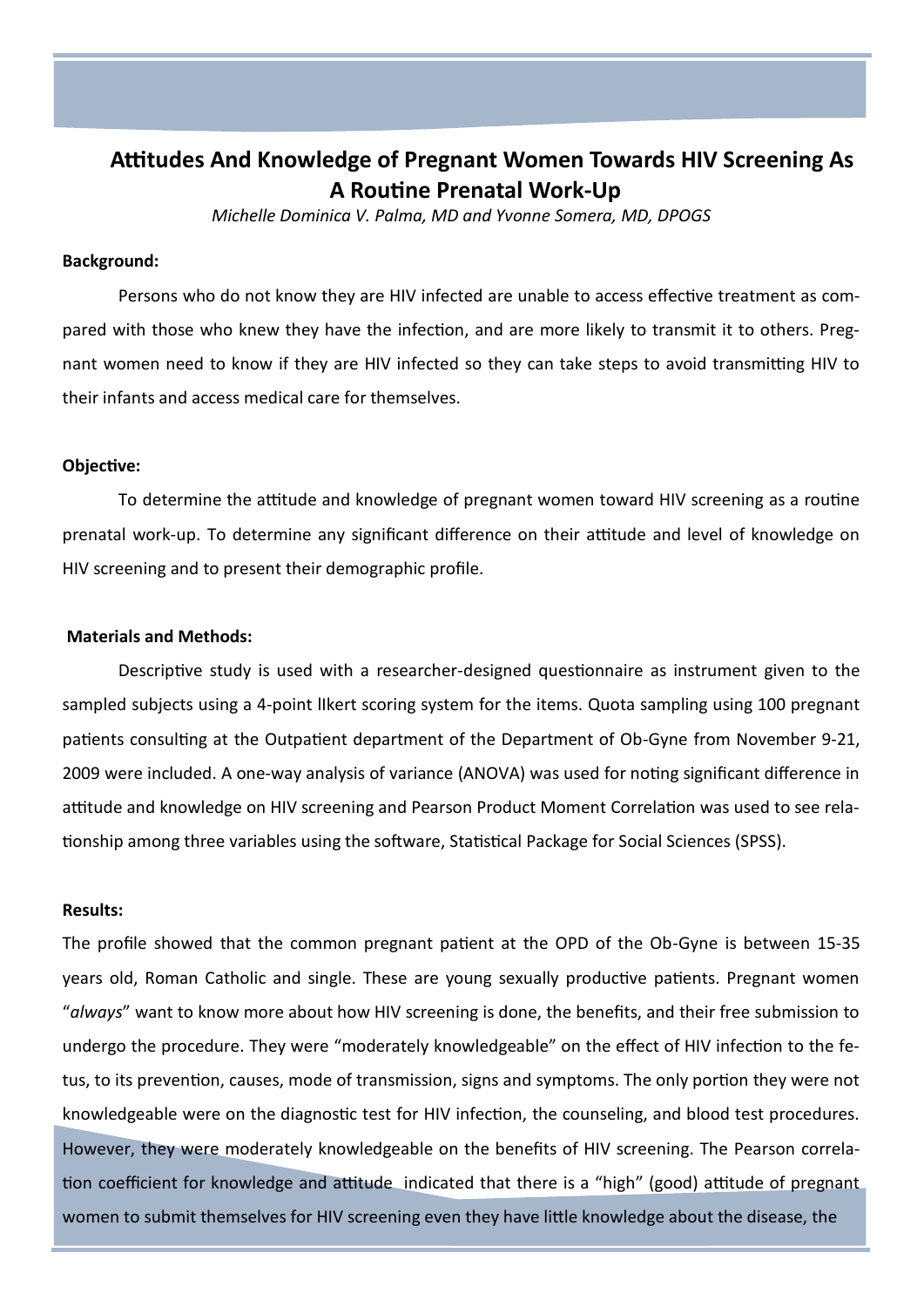# Attitudes And Knowledge of Pregnant Women Towards HIV Screening As A Routine Prenatal Work-Up

*Michelle Dominica V. Palma, MD and Yvonne Somera, MD, DPOGS*

**Background:**

Persons who do not know they are HIV infected are unable to access effective treatment as compared with those who knew they have the infection, and are more likely to transmit it to others. Pregnant women need to know if they are HIV infected so they can take steps to avoid transmitting HIV to their infants and access medical care for themselves.

**Objective:**

To determine the attitude and knowledge of pregnant women toward HIV screening as a routine prenatal work-up. To determine any significant difference on their attitude and level of knowledge on HIV screening and to present their demographic profile.

**Materials and Methods:**

Descriptive study is used with a researcher-designed questionnaire as instrument given to the sampled subjects using a 4-point likert scoring system for the items. Quota sampling using 100 pregnant patients consulting at the Outpatient department of the Department of Ob-Gyne from November 9-21, 2009 were included. A one-way analysis of variance (ANOVA) was used for noting significant difference in attitude and knowledge on HIV screening and Pearson Product Moment Correlation was used to see relationship among three variables using the software, Statistical Package for Social Sciences (SPSS).

**Results:**

The profile showed that the common pregnant patient at the OPD of the Ob-Gyne is between 15-35 years old, Roman Catholic and single. These are young sexually productive patients. Pregnant women "*always*" want to know more about how HIV screening is done, the benefits, and their free submission to undergo the procedure. They were "moderately knowledgeable" on the effect of HIV infection to the fetus, to its prevention, causes, mode of transmission, signs and symptoms. The only portion they were not knowledgeable were on the diagnostic test for HIV infection, the counseling, and blood test procedures. However, they were moderately knowledgeable on the benefits of HIV screening. The Pearson correlation coefficient for knowledge and attitude indicated that there is a "high" (good) attitude of pregnant women to submit themselves for HIV screening even they have little knowledge about the disease, the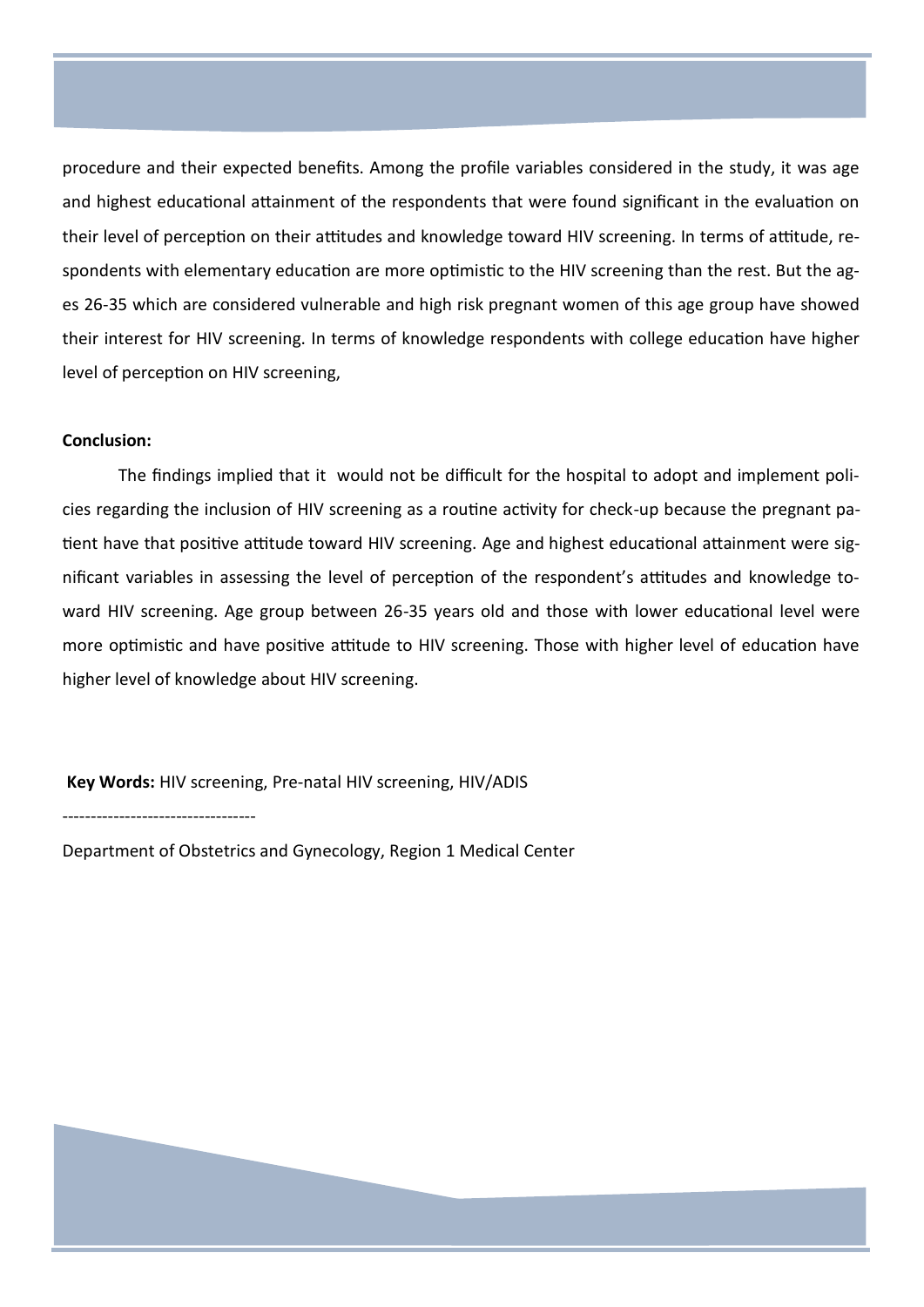procedure and their expected benefits. Among the profile variables considered in the study, it was age and highest educational attainment of the respondents that were found significant in the evaluation on their level of perception on their attitudes and knowledge toward HIV screening. In terms of attitude, respondents with elementary education are more optimistic to the HIV screening than the rest. But the ages 26-35 which are considered vulnerable and high risk pregnant women of this age group have showed their interest for HIV screening. In terms of knowledge respondents with college education have higher level of perception on HIV screening,

**Conclusion:**

The findings implied that it would not be difficult for the hospital to adopt and implement policies regarding the inclusion of HIV screening as a routine activity for check-up because the pregnant patient have that positive attitude toward HIV screening. Age and highest educational attainment were significant variables in assessing the level of perception of the respondent's attitudes and knowledge toward HIV screening. Age group between 26-35 years old and those with lower educational level were more optimistic and have positive attitude to HIV screening. Those with higher level of education have higher level of knowledge about HIV screening.

**Key Words:** HIV screening, Pre-natal HIV screening, HIV/ADIS

----------------------------------

Department of Obstetrics and Gynecology, Region 1 Medical Center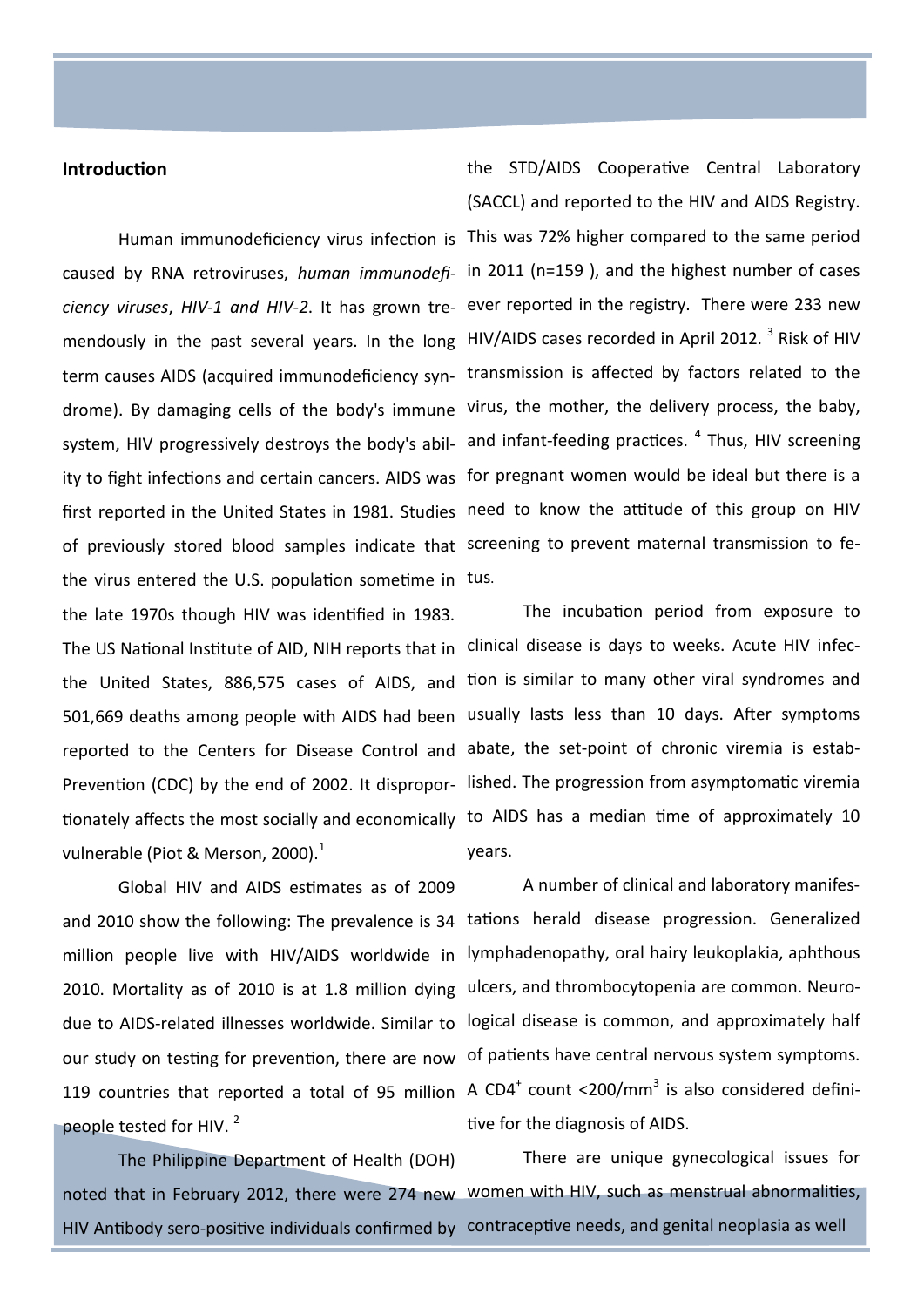## Introduction

Human immunodeficiency virus infection is caused by RNA retroviruses, *human immunodeficiency viruses*, *HIV-1 and HIV-2*. It has grown tremendously in the past several years. In the long term causes AIDS (acquired immunodeficiency syndrome). By damaging cells of the body's immune system, HIV progressively destroys the body's ability to fight infections and certain cancers. AIDS was first reported in the United States in 1981. Studies of previously stored blood samples indicate that the virus entered the U.S. population sometime in the late 1970s though HIV was identified in 1983. The US National Institute of AID, NIH reports that in the United States, 886,575 cases of AIDS, and 501,669 deaths among people with AIDS had been reported to the Centers for Disease Control and Prevention (CDC) by the end of 2002. It disproportionately affects the most socially and economically vulnerable (Piot & Merson, 2000).[1]

Global HIV and AIDS estimates as of 2009 and 2010 show the following: The prevalence is 34 million people live with HIV/AIDS worldwide in 2010. Mortality as of 2010 is at 1.8 million dying due to AIDS-related illnesses worldwide. Similar to our study on testing for prevention, there are now 119 countries that reported a total of 95 million people tested for HIV. [2]

The Philippine Department of Health (DOH) noted that in February 2012, there were 274 new HIV Antibody sero-positive individuals confirmed by the STD/AIDS Cooperative Central Laboratory (SACCL) and reported to the HIV and AIDS Registry. This was 72% higher compared to the same period in 2011 (n=159 ), and the highest number of cases ever reported in the registry. There were 233 new HIV/AIDS cases recorded in April 2012. [3] Risk of HIV transmission is affected by factors related to the virus, the mother, the delivery process, the baby, and infant-feeding practices. [4] Thus, HIV screening for pregnant women would be ideal but there is a need to know the attitude of this group on HIV screening to prevent maternal transmission to fetus.

The incubation period from exposure to clinical disease is days to weeks. Acute HIV infection is similar to many other viral syndromes and usually lasts less than 10 days. After symptoms abate, the set-point of chronic viremia is established. The progression from asymptomatic viremia to AIDS has a median time of approximately 10 years.

A number of clinical and laboratory manifestations herald disease progression. Generalized lymphadenopathy, oral hairy leukoplakia, aphthous ulcers, and thrombocytopenia are common. Neurological disease is common, and approximately half of patients have central nervous system symptoms. A $CD4^+$ count $<200/mm^3$ is also considered definitive for the diagnosis of AIDS.

There are unique gynecological issues for women with HIV, such as menstrual abnormalities, contraceptive needs, and genital neoplasia as well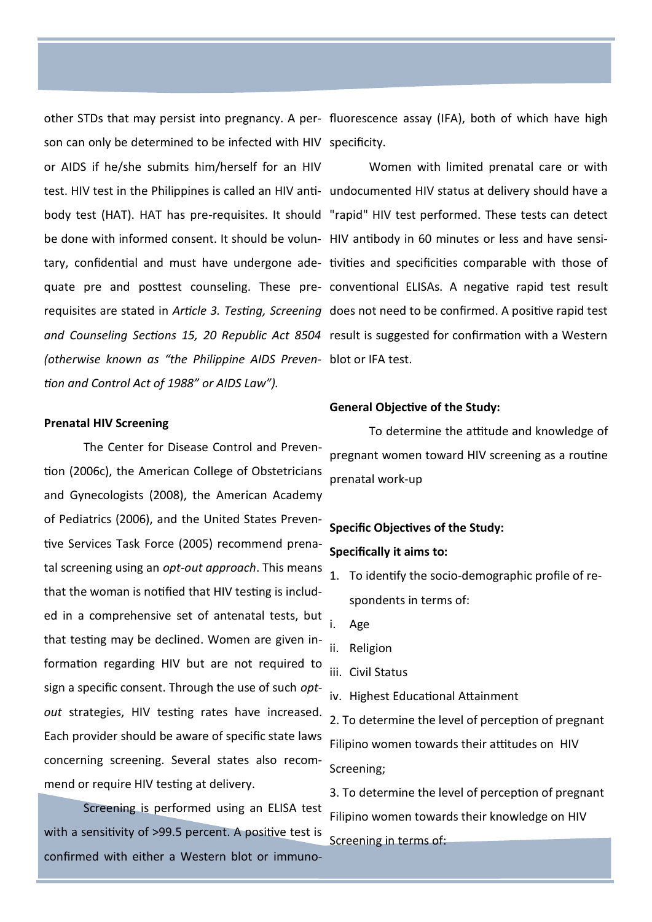other STDs that may persist into pregnancy. A person can only be determined to be infected with HIV or AIDS if he/she submits him/herself for an HIV test. HIV test in the Philippines is called an HIV antibody test (HAT). HAT has pre-requisites. It should be done with informed consent. It should be voluntary, confidential and must have undergone adequate pre and posttest counseling. These prerequisites are stated in *Article 3. Testing, Screening and Counseling Sections 15, 20 Republic Act 8504 (otherwise known as "the Philippine AIDS Prevention and Control Act of 1988" or AIDS Law").*

### Prenatal HIV Screening

The Center for Disease Control and Prevention (2006c), the American College of Obstetricians and Gynecologists (2008), the American Academy of Pediatrics (2006), and the United States Preventive Services Task Force (2005) recommend prenatal screening using an *opt-out approach*. This means that the woman is notified that HIV testing is included in a comprehensive set of antenatal tests, but that testing may be declined. Women are given information regarding HIV but are not required to sign a specific consent. Through the use of such *opt-out* strategies, HIV testing rates have increased. Each provider should be aware of specific state laws concerning screening. Several states also recommend or require HIV testing at delivery.

Screening is performed using an ELISA test with a sensitivity of >99.5 percent. A positive test is confirmed with either a Western blot or immunofluorescence assay (IFA), both of which have high specificity.

Women with limited prenatal care or with undocumented HIV status at delivery should have a "rapid" HIV test performed. These tests can detect HIV antibody in 60 minutes or less and have sensitivities and specificities comparable with those of conventional ELISAs. A negative rapid test result does not need to be confirmed. A positive rapid test result is suggested for confirmation with a Western blot or IFA test.

### General Objective of the Study:

To determine the attitude and knowledge of pregnant women toward HIV screening as a routine prenatal work-up

### Specific Objectives of the Study:

**Specifically it aims to:**

1. To identify the socio-demographic profile of respondents in terms of:
   i. Age
   ii. Religion
   iii. Civil Status
   iv. Highest Educational Attainment
2. To determine the level of perception of pregnant Filipino women towards their attitudes on HIV Screening;
3. To determine the level of perception of pregnant Filipino women towards their knowledge on HIV Screening in terms of: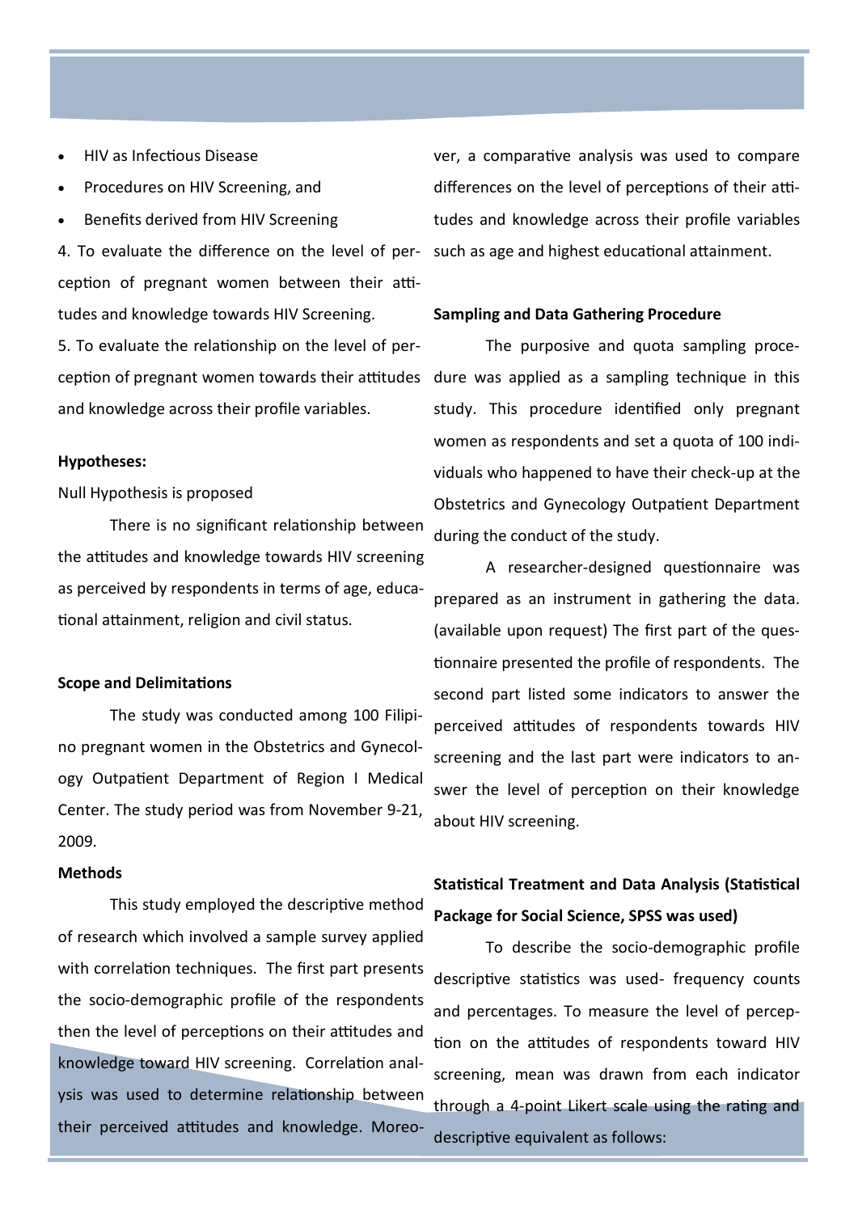- HIV as Infectious Disease
- Procedures on HIV Screening, and
- Benefits derived from HIV Screening

4. To evaluate the difference on the level of perception of pregnant women between their attitudes and knowledge towards HIV Screening.

5. To evaluate the relationship on the level of perception of pregnant women towards their attitudes and knowledge across their profile variables.

**Hypotheses:**

Null Hypothesis is proposed

There is no significant relationship between the attitudes and knowledge towards HIV screening as perceived by respondents in terms of age, educational attainment, religion and civil status.

**Scope and Delimitations**

The study was conducted among 100 Filipino pregnant women in the Obstetrics and Gynecology Outpatient Department of Region I Medical Center. The study period was from November 9-21, 2009.

**Methods**

This study employed the descriptive method of research which involved a sample survey applied with correlation techniques. The first part presents the socio-demographic profile of the respondents then the level of perceptions on their attitudes and knowledge toward HIV screening. Correlation analysis was used to determine relationship between their perceived attitudes and knowledge. Moreover, a comparative analysis was used to compare differences on the level of perceptions of their attitudes and knowledge across their profile variables such as age and highest educational attainment.

**Sampling and Data Gathering Procedure**

The purposive and quota sampling procedure was applied as a sampling technique in this study. This procedure identified only pregnant women as respondents and set a quota of 100 individuals who happened to have their check-up at the Obstetrics and Gynecology Outpatient Department during the conduct of the study.

A researcher-designed questionnaire was prepared as an instrument in gathering the data. (available upon request) The first part of the questionnaire presented the profile of respondents. The second part listed some indicators to answer the perceived attitudes of respondents towards HIV screening and the last part were indicators to answer the level of perception on their knowledge about HIV screening.

**Statistical Treatment and Data Analysis (Statistical Package for Social Science, SPSS was used)**

To describe the socio-demographic profile descriptive statistics was used- frequency counts and percentages. To measure the level of perception on the attitudes of respondents toward HIV screening, mean was drawn from each indicator through a 4-point Likert scale using the rating and descriptive equivalent as follows: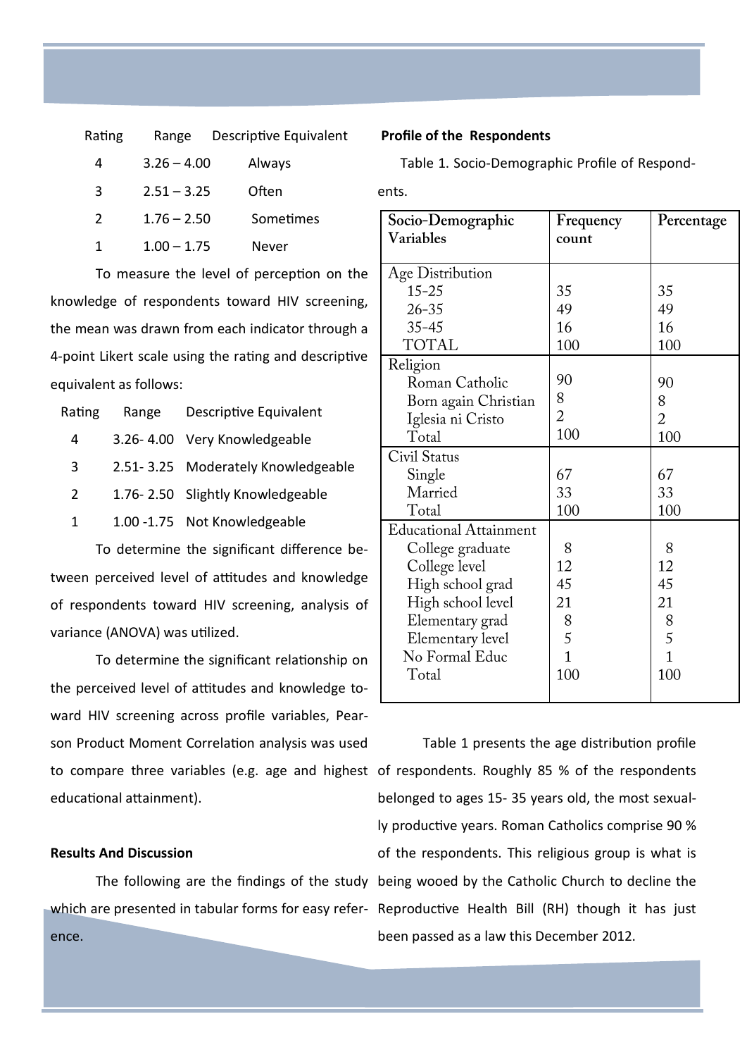| Rating | Range | Descriptive Equivalent |
|---|---|---|
| 4 | 3.26 – 4.00 | Always |
| 3 | 2.51 – 3.25 | Often |
| 2 | 1.76 – 2.50 | Sometimes |
| 1 | 1.00 – 1.75 | Never |

To measure the level of perception on the knowledge of respondents toward HIV screening, the mean was drawn from each indicator through a 4-point Likert scale using the rating and descriptive equivalent as follows:

| Rating | Range | Descriptive Equivalent |
|---|---|---|
| 4 | 3.26- 4.00 | Very Knowledgeable |
| 3 | 2.51- 3.25 | Moderately Knowledgeable |
| 2 | 1.76- 2.50 | Slightly Knowledgeable |
| 1 | 1.00 -1.75 | Not Knowledgeable |

To determine the significant difference between perceived level of attitudes and knowledge of respondents toward HIV screening, analysis of variance (ANOVA) was utilized.

To determine the significant relationship on the perceived level of attitudes and knowledge toward HIV screening across profile variables, Pearson Product Moment Correlation analysis was used to compare three variables (e.g. age and highest educational attainment).

**Results And Discussion**

The following are the findings of the study which are presented in tabular forms for easy reference.

**Profile of the Respondents**

Table 1. Socio-Demographic Profile of Respondents.

| Socio-Demographic Variables | Frequency count | Percentage |
|---|---|---|
| **Age Distribution** | | |
| 15-25 | 35 | 35 |
| 26-35 | 49 | 49 |
| 35-45 | 16 | 16 |
| TOTAL | 100 | 100 |
| **Religion** | | |
| Roman Catholic | 90 | 90 |
| Born again Christian | 8 | 8 |
| Iglesia ni Cristo | 2 | 2 |
| Total | 100 | 100 |
| **Civil Status** | | |
| Single | 67 | 67 |
| Married | 33 | 33 |
| Total | 100 | 100 |
| **Educational Attainment** | | |
| College graduate | 8 | 8 |
| College level | 12 | 12 |
| High school grad | 45 | 45 |
| High school level | 21 | 21 |
| Elementary grad | 8 | 8 |
| Elementary level | 5 | 5 |
| No Formal Educ | 1 | 1 |
| Total | 100 | 100 |

Table 1 presents the age distribution profile of respondents. Roughly 85 % of the respondents belonged to ages 15- 35 years old, the most sexually productive years. Roman Catholics comprise 90 % of the respondents. This religious group is what is being wooed by the Catholic Church to decline the Reproductive Health Bill (RH) though it has just been passed as a law this December 2012.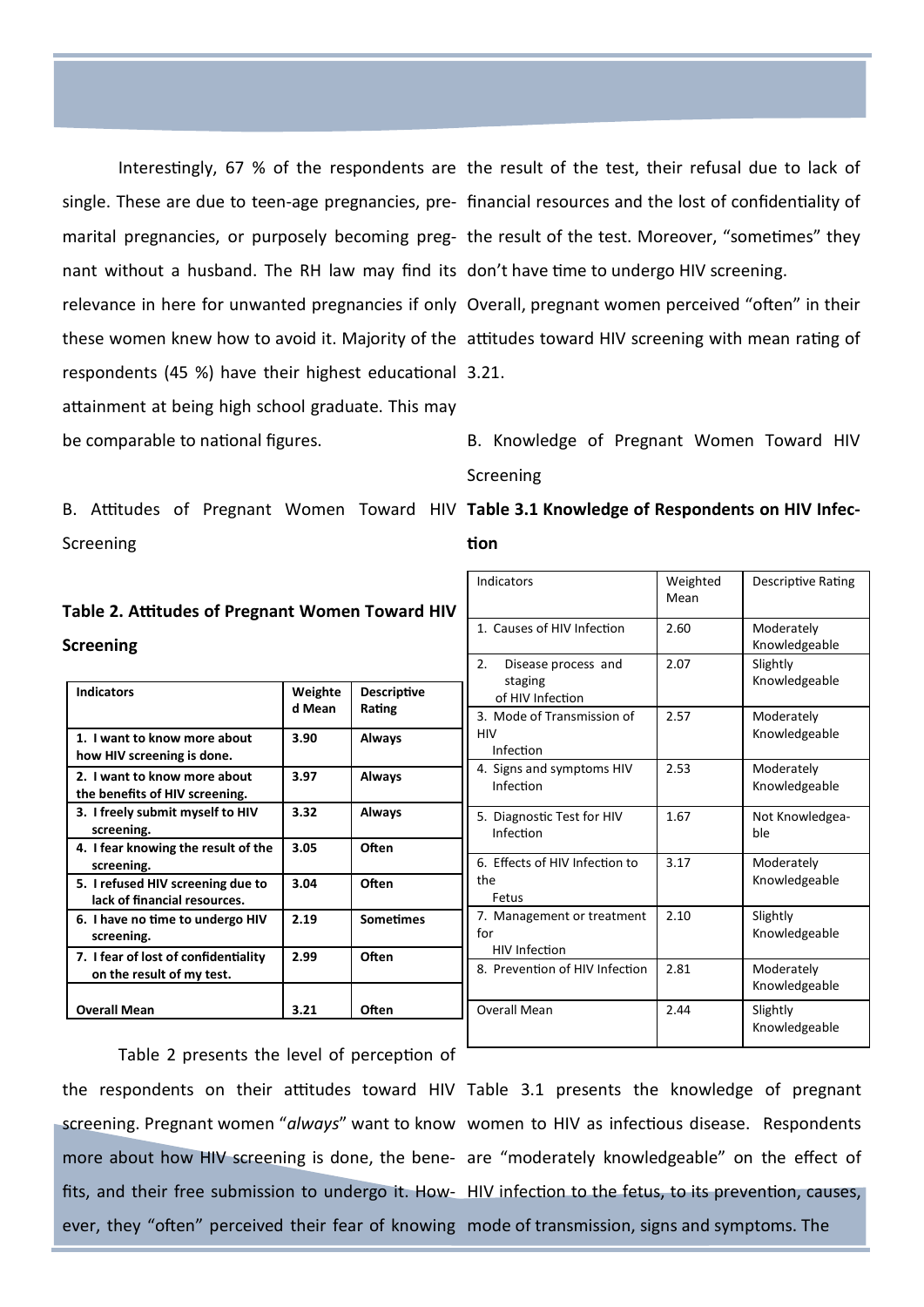Interestingly, 67 % of the respondents are single. These are due to teen-age pregnancies, pre-marital pregnancies, or purposely becoming pregnant without a husband. The RH law may find its relevance in here for unwanted pregnancies if only these women knew how to avoid it. Majority of the respondents (45 %) have their highest educational attainment at being high school graduate. This may be comparable to national figures.

B. Attitudes of Pregnant Women Toward HIV Screening

**Table 2. Attitudes of Pregnant Women Toward HIV Screening**

| Indicators | Weighted Mean | Descriptive Rating |
|---|---|---|
| **1. I want to know more about how HIV screening is done.** | **3.90** | **Always** |
| **2. I want to know more about the benefits of HIV screening.** | **3.97** | **Always** |
| **3. I freely submit myself to HIV screening.** | **3.32** | **Always** |
| **4. I fear knowing the result of the screening.** | **3.05** | **Often** |
| **5. I refused HIV screening due to lack of financial resources.** | **3.04** | **Often** |
| **6. I have no time to undergo HIV screening.** | **2.19** | **Sometimes** |
| **7. I fear of lost of confidentiality on the result of my test.** | **2.99** | **Often** |
| **Overall Mean** | **3.21** | **Often** |

Table 2 presents the level of perception of the respondents on their attitudes toward HIV screening. Pregnant women "*always*" want to know more about how HIV screening is done, the benefits, and their free submission to undergo it. However, they "often" perceived their fear of knowing the result of the test, their refusal due to lack of financial resources and the lost of confidentiality of the result of the test. Moreover, "sometimes" they don't have time to undergo HIV screening. Overall, pregnant women perceived "often" in their attitudes toward HIV screening with mean rating of 3.21.

B. Knowledge of Pregnant Women Toward HIV Screening

**Table 3.1 Knowledge of Respondents on HIV Infection**

| Indicators | Weighted Mean | Descriptive Rating |
|---|---|---|
| 1. Causes of HIV Infection | 2.60 | Moderately Knowledgeable |
| 2. Disease process and staging of HIV Infection | 2.07 | Slightly Knowledgeable |
| 3. Mode of Transmission of HIV Infection | 2.57 | Moderately Knowledgeable |
| 4. Signs and symptoms HIV Infection | 2.53 | Moderately Knowledgeable |
| 5. Diagnostic Test for HIV Infection | 1.67 | Not Knowledgeable |
| 6. Effects of HIV Infection to the Fetus | 3.17 | Moderately Knowledgeable |
| 7. Management or treatment for HIV Infection | 2.10 | Slightly Knowledgeable |
| 8. Prevention of HIV Infection | 2.81 | Moderately Knowledgeable |
| Overall Mean | 2.44 | Slightly Knowledgeable |

Table 3.1 presents the knowledge of pregnant women to HIV as infectious disease. Respondents are "moderately knowledgeable" on the effect of HIV infection to the fetus, to its prevention, causes, mode of transmission, signs and symptoms. The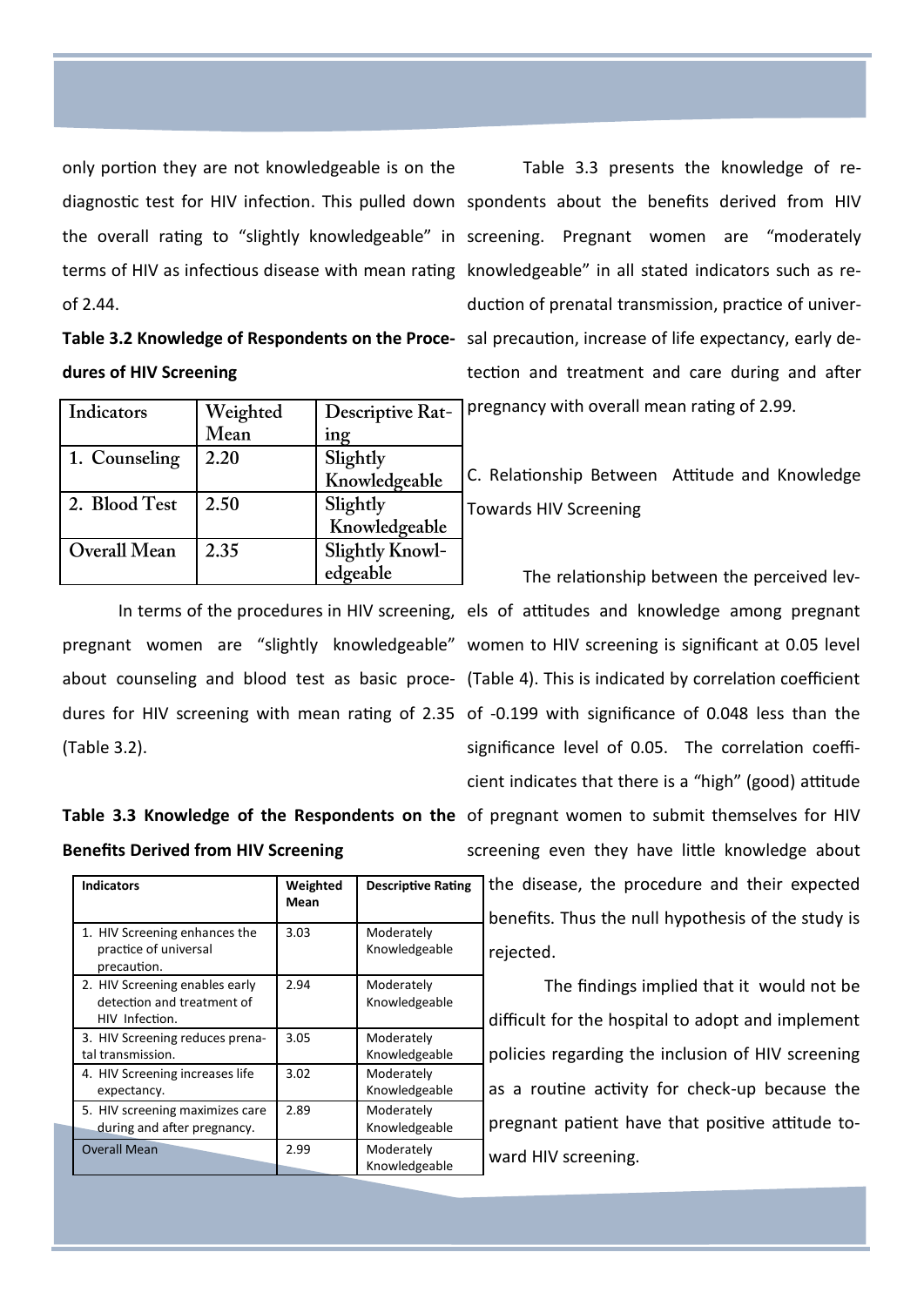only portion they are not knowledgeable is on the diagnostic test for HIV infection. This pulled down the overall rating to "slightly knowledgeable" in terms of HIV as infectious disease with mean rating of 2.44.

**Table 3.2 Knowledge of Respondents on the Procedures of HIV Screening**

| Indicators | Weighted Mean | Descriptive Rating |
|---|---|---|
| 1. Counseling | 2.20 | Slightly Knowledgeable |
| 2. Blood Test | 2.50 | Slightly Knowledgeable |
| Overall Mean | 2.35 | Slightly Knowledgeable |

In terms of the procedures in HIV screening, pregnant women are "slightly knowledgeable" about counseling and blood test as basic procedures for HIV screening with mean rating of 2.35 (Table 3.2).

**Table 3.3 Knowledge of the Respondents on the Benefits Derived from HIV Screening**

| Indicators | Weighted Mean | Descriptive Rating |
|---|---|---|
| 1. HIV Screening enhances the practice of universal precaution. | 3.03 | Moderately Knowledgeable |
| 2. HIV Screening enables early detection and treatment of HIV Infection. | 2.94 | Moderately Knowledgeable |
| 3. HIV Screening reduces prenatal transmission. | 3.05 | Moderately Knowledgeable |
| 4. HIV Screening increases life expectancy. | 3.02 | Moderately Knowledgeable |
| 5. HIV screening maximizes care during and after pregnancy. | 2.89 | Moderately Knowledgeable |
| Overall Mean | 2.99 | Moderately Knowledgeable |

Table 3.3 presents the knowledge of respondents about the benefits derived from HIV screening. Pregnant women are "moderately knowledgeable" in all stated indicators such as reduction of prenatal transmission, practice of universal precaution, increase of life expectancy, early detection and treatment and care during and after pregnancy with overall mean rating of 2.99.

C. Relationship Between Attitude and Knowledge Towards HIV Screening

The relationship between the perceived levels of attitudes and knowledge among pregnant women to HIV screening is significant at 0.05 level (Table 4). This is indicated by correlation coefficient of -0.199 with significance of 0.048 less than the significance level of 0.05. The correlation coefficient indicates that there is a "high" (good) attitude of pregnant women to submit themselves for HIV screening even they have little knowledge about the disease, the procedure and their expected benefits. Thus the null hypothesis of the study is rejected.

The findings implied that it would not be difficult for the hospital to adopt and implement policies regarding the inclusion of HIV screening as a routine activity for check-up because the pregnant patient have that positive attitude toward HIV screening.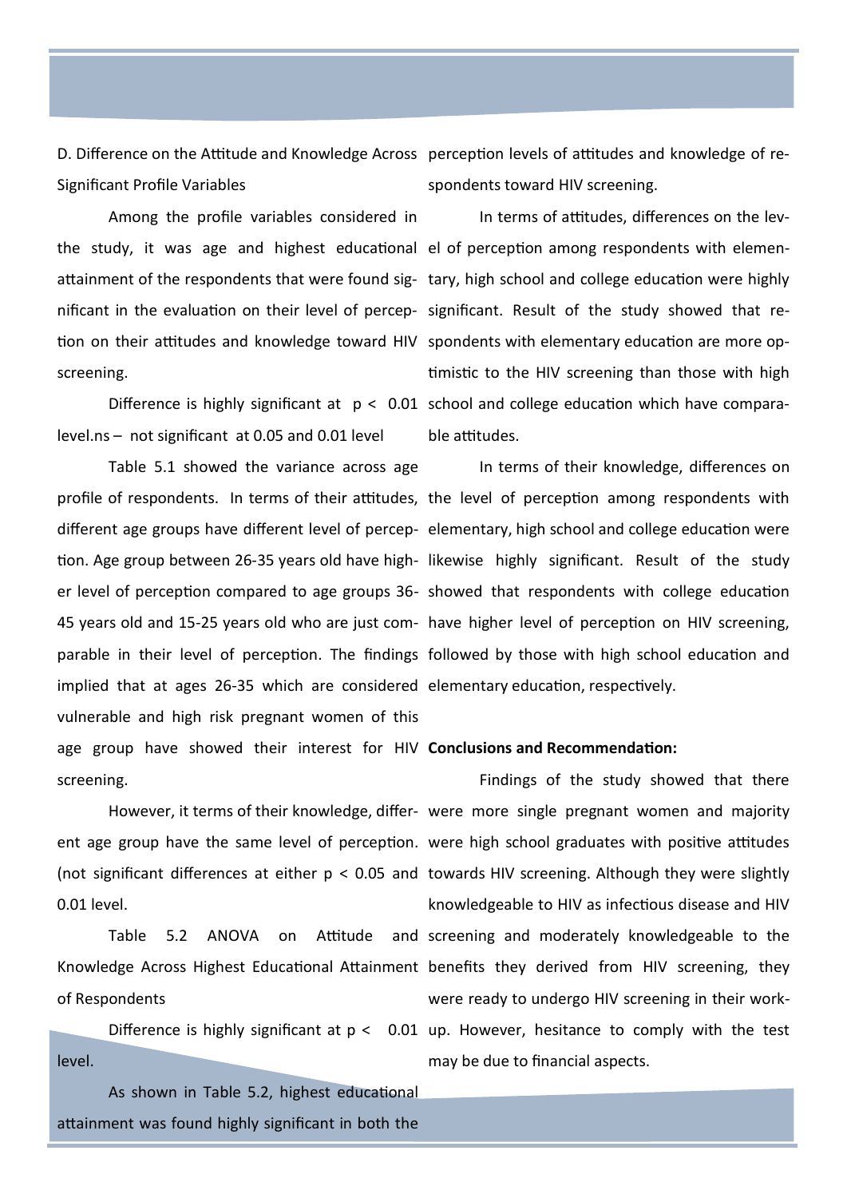D. Difference on the Attitude and Knowledge Across Significant Profile Variables

Among the profile variables considered in the study, it was age and highest educational attainment of the respondents that were found significant in the evaluation on their level of perception on their attitudes and knowledge toward HIV screening.

Difference is highly significant at $p < 0.01$ level.ns – not significant at 0.05 and 0.01 level

Table 5.1 showed the variance across age profile of respondents. In terms of their attitudes, different age groups have different level of perception. Age group between 26-35 years old have higher level of perception compared to age groups 36-45 years old and 15-25 years old who are just comparable in their level of perception. The findings implied that at ages 26-35 which are considered vulnerable and high risk pregnant women of this age group have showed their interest for HIV screening.

However, it terms of their knowledge, different age group have the same level of perception. (not significant differences at either $p < 0.05$ and 0.01 level.

Table 5.2 ANOVA on Attitude and Knowledge Across Highest Educational Attainment of Respondents

Difference is highly significant at $p < 0.01$ level.

As shown in Table 5.2, highest educational attainment was found highly significant in both the perception levels of attitudes and knowledge of respondents toward HIV screening.

In terms of attitudes, differences on the level of perception among respondents with elementary, high school and college education were highly significant. Result of the study showed that respondents with elementary education are more optimistic to the HIV screening than those with high school and college education which have comparable attitudes.

In terms of their knowledge, differences on the level of perception among respondents with elementary, high school and college education were likewise highly significant. Result of the study showed that respondents with college education have higher level of perception on HIV screening, followed by those with high school education and elementary education, respectively.

**Conclusions and Recommendation:**

Findings of the study showed that there were more single pregnant women and majority were high school graduates with positive attitudes towards HIV screening. Although they were slightly knowledgeable to HIV as infectious disease and HIV screening and moderately knowledgeable to the benefits they derived from HIV screening, they were ready to undergo HIV screening in their workup. However, hesitance to comply with the test may be due to financial aspects.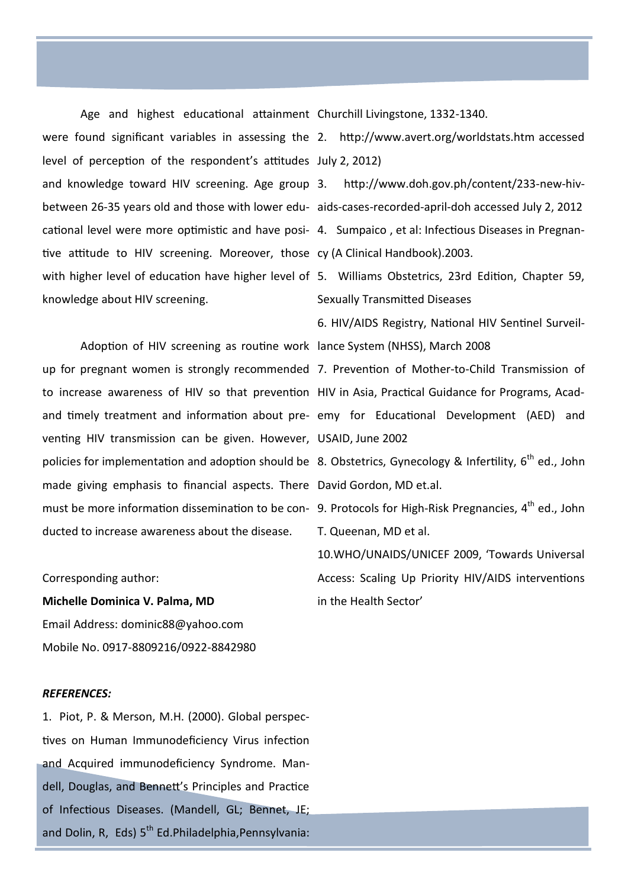Age and highest educational attainment were found significant variables in assessing the level of perception of the respondent's attitudes and knowledge toward HIV screening. Age group between 26-35 years old and those with lower educational level were more optimistic and have positive attitude to HIV screening. Moreover, those with higher level of education have higher level of knowledge about HIV screening.

Adoption of HIV screening as routine work up for pregnant women is strongly recommended to increase awareness of HIV so that prevention and timely treatment and information about preventing HIV transmission can be given. However, policies for implementation and adoption should be made giving emphasis to financial aspects. There must be more information dissemination to be conducted to increase awareness about the disease.

Corresponding author:

**Michelle Dominica V. Palma, MD**

Email Address: dominic88@yahoo.com

Mobile No. 0917-8809216/0922-8842980

***REFERENCES:***

1. Piot, P. & Merson, M.H. (2000). Global perspectives on Human Immunodeficiency Virus infection and Acquired immunodeficiency Syndrome. Mandell, Douglas, and Bennett's Principles and Practice of Infectious Diseases. (Mandell, GL; Bennet, JE; and Dolin, R, Eds) 5th Ed.Philadelphia,Pennsylvania: Churchill Livingstone, 1332-1340.
2. http://www.avert.org/worldstats.htm accessed July 2, 2012)
3. http://www.doh.gov.ph/content/233-new-hiv-aids-cases-recorded-april-doh accessed July 2, 2012
4. Sumpaico , et al: Infectious Diseases in Pregnancy (A Clinical Handbook).2003.
5. Williams Obstetrics, 23rd Edition, Chapter 59, Sexually Transmitted Diseases
6. HIV/AIDS Registry, National HIV Sentinel Surveillance System (NHSS), March 2008
7. Prevention of Mother-to-Child Transmission of HIV in Asia, Practical Guidance for Programs, Academy for Educational Development (AED) and USAID, June 2002
8. Obstetrics, Gynecology & Infertility, 6th ed., John David Gordon, MD et.al.
9. Protocols for High-Risk Pregnancies, 4th ed., John T. Queenan, MD et al.
10. WHO/UNAIDS/UNICEF 2009, 'Towards Universal Access: Scaling Up Priority HIV/AIDS interventions in the Health Sector'